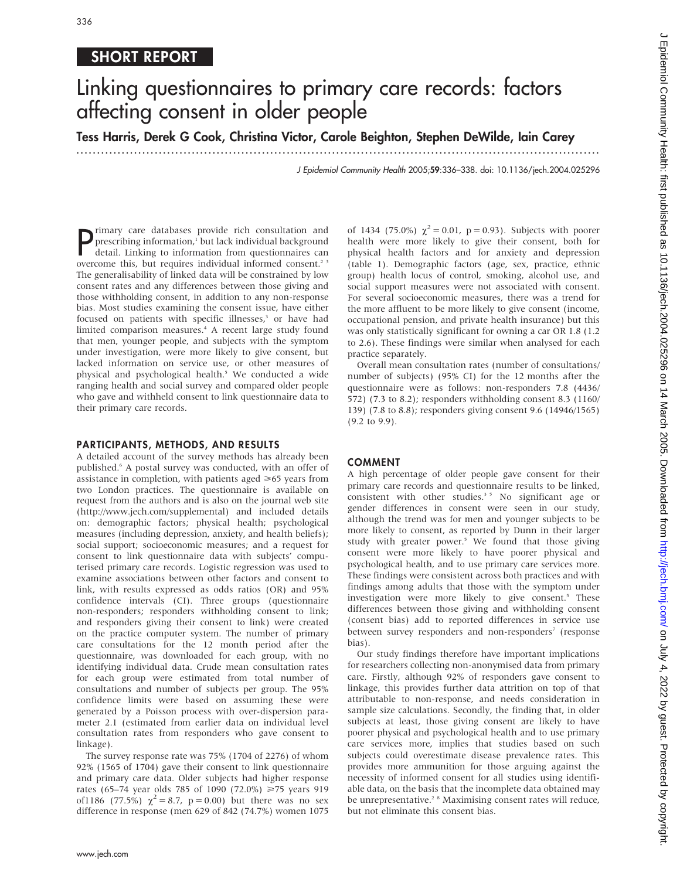SHORT REPORT

# Linking questionnaires to primary care records: factors affecting consent in older people

**Tess Harris, Derek G Cook, Christina Victor, Carole Beighton, Stephen DeWilde, Iain Carey**

J Epidemiol Community Health 2005;**59**:336–338. doi: 10.1136/jech.2004.025296

Primary care databases provide rich consultation and prescribing information,[1] but lack individual background detail. Linking to information from questionnaires can overcome this, but requires individual informed consent.[2 3] The generalisability of linked data will be constrained by low consent rates and any differences between those giving and those withholding consent, in addition to any non-response bias. Most studies examining the consent issue, have either focused on patients with specific illnesses,[3] or have had limited comparison measures.[4] A recent large study found that men, younger people, and subjects with the symptom under investigation, were more likely to give consent, but lacked information on service use, or other measures of physical and psychological health.[5] We conducted a wide ranging health and social survey and compared older people who gave and withheld consent to link questionnaire data to their primary care records.

## PARTICIPANTS, METHODS, AND RESULTS

A detailed account of the survey methods has already been published.[6] A postal survey was conducted, with an offer of assistance in completion, with patients aged ≥65 years from two London practices. The questionnaire is available on request from the authors and is also on the journal web site (http://www.jech.com/supplemental) and included details on: demographic factors; physical health; psychological measures (including depression, anxiety, and health beliefs); social support; socioeconomic measures; and a request for consent to link questionnaire data with subjects' computerised primary care records. Logistic regression was used to examine associations between other factors and consent to link, with results expressed as odds ratios (OR) and 95% confidence intervals (CI). Three groups (questionnaire non-responders; responders withholding consent to link; and responders giving their consent to link) were created on the practice computer system. The number of primary care consultations for the 12 month period after the questionnaire, was downloaded for each group, with no identifying individual data. Crude mean consultation rates for each group were estimated from total number of consultations and number of subjects per group. The 95% confidence limits were based on assuming these were generated by a Poisson process with over-dispersion parameter 2.1 (estimated from earlier data on individual level consultation rates from responders who gave consent to linkage).

The survey response rate was 75% (1704 of 2276) of whom 92% (1565 of 1704) gave their consent to link questionnaire and primary care data. Older subjects had higher response rates (65–74 year olds 785 of 1090 (72.0%) ≥75 years 919 of1186 (77.5%) $\chi^2 = 8.7$, p = 0.00) but there was no sex difference in response (men 629 of 842 (74.7%) women 1075 of 1434 (75.0%) $\chi^2 = 0.01$, p = 0.93). Subjects with poorer health were more likely to give their consent, both for physical health factors and for anxiety and depression (table 1). Demographic factors (age, sex, practice, ethnic group) health locus of control, smoking, alcohol use, and social support measures were not associated with consent. For several socioeconomic measures, there was a trend for the more affluent to be more likely to give consent (income, occupational pension, and private health insurance) but this was only statistically significant for owning a car OR 1.8 (1.2 to 2.6). These findings were similar when analysed for each practice separately.

Overall mean consultation rates (number of consultations/number of subjects) (95% CI) for the 12 months after the questionnaire were as follows: non-responders 7.8 (4436/572) (7.3 to 8.2); responders withholding consent 8.3 (1160/139) (7.8 to 8.8); responders giving consent 9.6 (14946/1565) (9.2 to 9.9).

## COMMENT

A high percentage of older people gave consent for their primary care records and questionnaire results to be linked, consistent with other studies.[3 5] No significant age or gender differences in consent were seen in our study, although the trend was for men and younger subjects to be more likely to consent, as reported by Dunn in their larger study with greater power.[5] We found that those giving consent were more likely to have poorer physical and psychological health, and to use primary care services more. These findings were consistent across both practices and with findings among adults that those with the symptom under investigation were more likely to give consent.[5] These differences between those giving and withholding consent (consent bias) add to reported differences in service use between survey responders and non-responders[7] (response bias).

Our study findings therefore have important implications for researchers collecting non-anonymised data from primary care. Firstly, although 92% of responders gave consent to linkage, this provides further data attrition on top of that attributable to non-response, and needs consideration in sample size calculations. Secondly, the finding that, in older subjects at least, those giving consent are likely to have poorer physical and psychological health and to use primary care services more, implies that studies based on such subjects could overestimate disease prevalence rates. This provides more ammunition for those arguing against the necessity of informed consent for all studies using identifiable data, on the basis that the incomplete data obtained may be unrepresentative.[2 8] Maximising consent rates will reduce, but not eliminate this consent bias.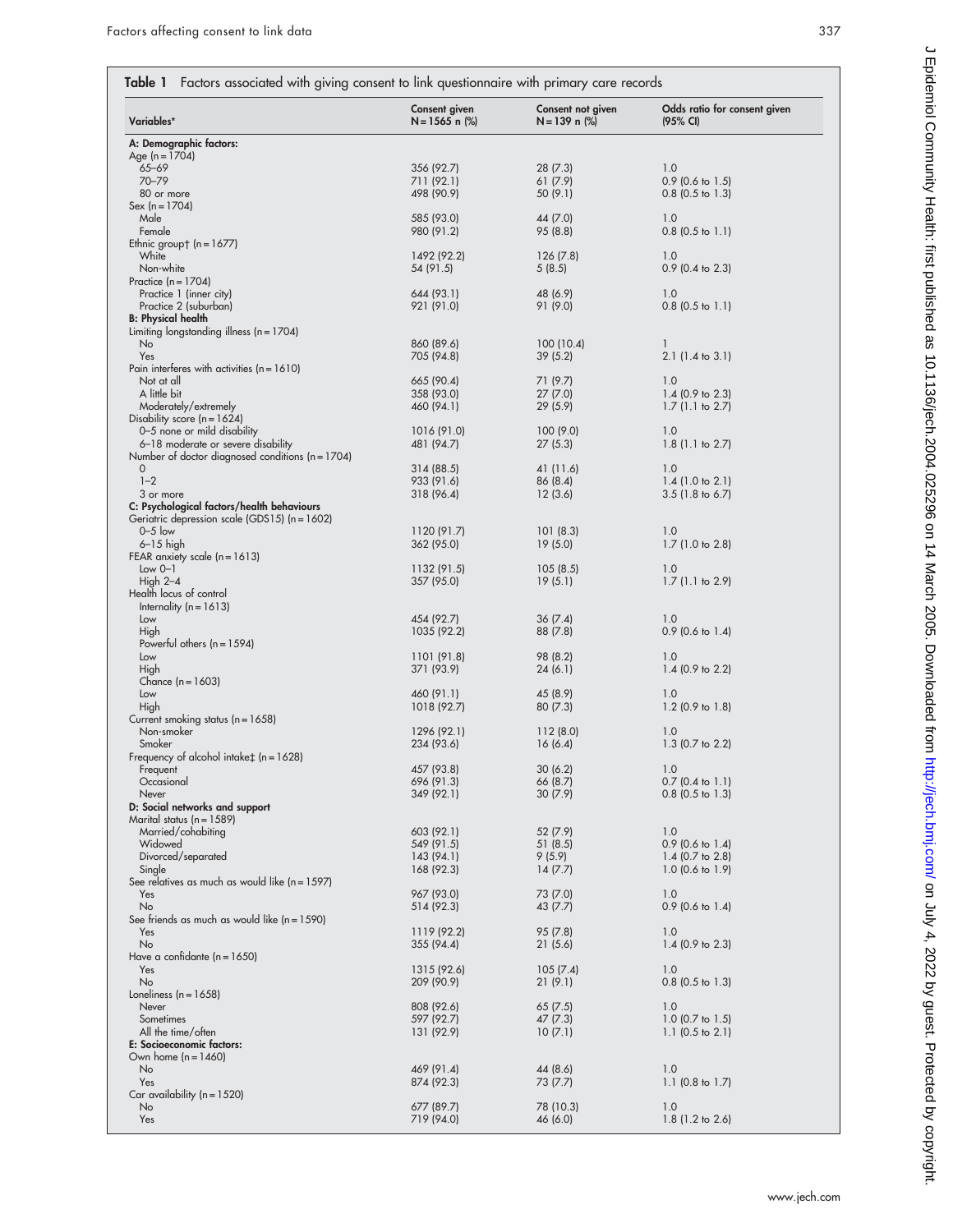**Table 1** Factors associated with giving consent to link questionnaire with primary care records

| Variables* | Consent given N = 1565 n (%) | Consent not given N = 139 n (%) | Odds ratio for consent given (95% CI) |
|---|---|---|---|
| **A: Demographic factors:** | | | |
| Age (n = 1704) | | | |
| 65–69 | 356 (92.7) | 28 (7.3) | 1.0 |
| 70–79 | 711 (92.1) | 61 (7.9) | 0.9 (0.6 to 1.5) |
| 80 or more | 498 (90.9) | 50 (9.1) | 0.8 (0.5 to 1.3) |
| Sex (n = 1704) | | | |
| Male | 585 (93.0) | 44 (7.0) | 1.0 |
| Female | 980 (91.2) | 95 (8.8) | 0.8 (0.5 to 1.1) |
| Ethnic group† (n = 1677) | | | |
| White | 1492 (92.2) | 126 (7.8) | 1.0 |
| Non-white | 54 (91.5) | 5 (8.5) | 0.9 (0.4 to 2.3) |
| Practice (n = 1704) | | | |
| Practice 1 (inner city) | 644 (93.1) | 48 (6.9) | 1.0 |
| Practice 2 (suburban) | 921 (91.0) | 91 (9.0) | 0.8 (0.5 to 1.1) |
| **B: Physical health** | | | |
| Limiting longstanding illness (n = 1704) | | | |
| No | 860 (89.6) | 100 (10.4) | 1 |
| Yes | 705 (94.8) | 39 (5.2) | 2.1 (1.4 to 3.1) |
| Pain interferes with activities (n = 1610) | | | |
| Not at all | 665 (90.4) | 71 (9.7) | 1.0 |
| A little bit | 358 (93.0) | 27 (7.0) | 1.4 (0.9 to 2.3) |
| Moderately/extremely | 460 (94.1) | 29 (5.9) | 1.7 (1.1 to 2.7) |
| Disability score (n = 1624) | | | |
| 0–5 none or mild disability | 1016 (91.0) | 100 (9.0) | 1.0 |
| 6–18 moderate or severe disability | 481 (94.7) | 27 (5.3) | 1.8 (1.1 to 2.7) |
| Number of doctor diagnosed conditions (n = 1704) | | | |
| 0 | 314 (88.5) | 41 (11.6) | 1.0 |
| 1–2 | 933 (91.6) | 86 (8.4) | 1.4 (1.0 to 2.1) |
| 3 or more | 318 (96.4) | 12 (3.6) | 3.5 (1.8 to 6.7) |
| **C: Psychological factors/health behaviours** | | | |
| Geriatric depression scale (GDS15) (n = 1602) | | | |
| 0–5 low | 1120 (91.7) | 101 (8.3) | 1.0 |
| 6–15 high | 362 (95.0) | 19 (5.0) | 1.7 (1.0 to 2.8) |
| FEAR anxiety scale (n = 1613) | | | |
| Low 0–1 | 1132 (91.5) | 105 (8.5) | 1.0 |
| High 2–4 | 357 (95.0) | 19 (5.1) | 1.7 (1.1 to 2.9) |
| Health locus of control | | | |
| Internality (n = 1613) | | | |
| Low | 454 (92.7) | 36 (7.4) | 1.0 |
| High | 1035 (92.2) | 88 (7.8) | 0.9 (0.6 to 1.4) |
| Powerful others (n = 1594) | | | |
| Low | 1101 (91.8) | 98 (8.2) | 1.0 |
| High | 371 (93.9) | 24 (6.1) | 1.4 (0.9 to 2.2) |
| Chance (n = 1603) | | | |
| Low | 460 (91.1) | 45 (8.9) | 1.0 |
| High | 1018 (92.7) | 80 (7.3) | 1.2 (0.9 to 1.8) |
| Current smoking status (n = 1658) | | | |
| Non-smoker | 1296 (92.1) | 112 (8.0) | 1.0 |
| Smoker | 234 (93.6) | 16 (6.4) | 1.3 (0.7 to 2.2) |
| Frequency of alcohol intake‡ (n = 1628) | | | |
| Frequent | 457 (93.8) | 30 (6.2) | 1.0 |
| Occasional | 696 (91.3) | 66 (8.7) | 0.7 (0.4 to 1.1) |
| Never | 349 (92.1) | 30 (7.9) | 0.8 (0.5 to 1.3) |
| **D: Social networks and support** | | | |
| Marital status (n = 1589) | | | |
| Married/cohabiting | 603 (92.1) | 52 (7.9) | 1.0 |
| Widowed | 549 (91.5) | 51 (8.5) | 0.9 (0.6 to 1.4) |
| Divorced/separated | 143 (94.1) | 9 (5.9) | 1.4 (0.7 to 2.8) |
| Single | 168 (92.3) | 14 (7.7) | 1.0 (0.6 to 1.9) |
| See relatives as much as would like (n = 1597) | | | |
| Yes | 967 (93.0) | 73 (7.0) | 1.0 |
| No | 514 (92.3) | 43 (7.7) | 0.9 (0.6 to 1.4) |
| See friends as much as would like (n = 1590) | | | |
| Yes | 1119 (92.2) | 95 (7.8) | 1.0 |
| No | 355 (94.4) | 21 (5.6) | 1.4 (0.9 to 2.3) |
| Have a confidante (n = 1650) | | | |
| Yes | 1315 (92.6) | 105 (7.4) | 1.0 |
| No | 209 (90.9) | 21 (9.1) | 0.8 (0.5 to 1.3) |
| Loneliness (n = 1658) | | | |
| Never | 808 (92.6) | 65 (7.5) | 1.0 |
| Sometimes | 597 (92.7) | 47 (7.3) | 1.0 (0.7 to 1.5) |
| All the time/often | 131 (92.9) | 10 (7.1) | 1.1 (0.5 to 2.1) |
| **E: Socioeconomic factors:** | | | |
| Own home (n = 1460) | | | |
| No | 469 (91.4) | 44 (8.6) | 1.0 |
| Yes | 874 (92.3) | 73 (7.7) | 1.1 (0.8 to 1.7) |
| Car availability (n = 1520) | | | |
| No | 677 (89.7) | 78 (10.3) | 1.0 |
| Yes | 719 (94.0) | 46 (6.0) | 1.8 (1.2 to 2.6) |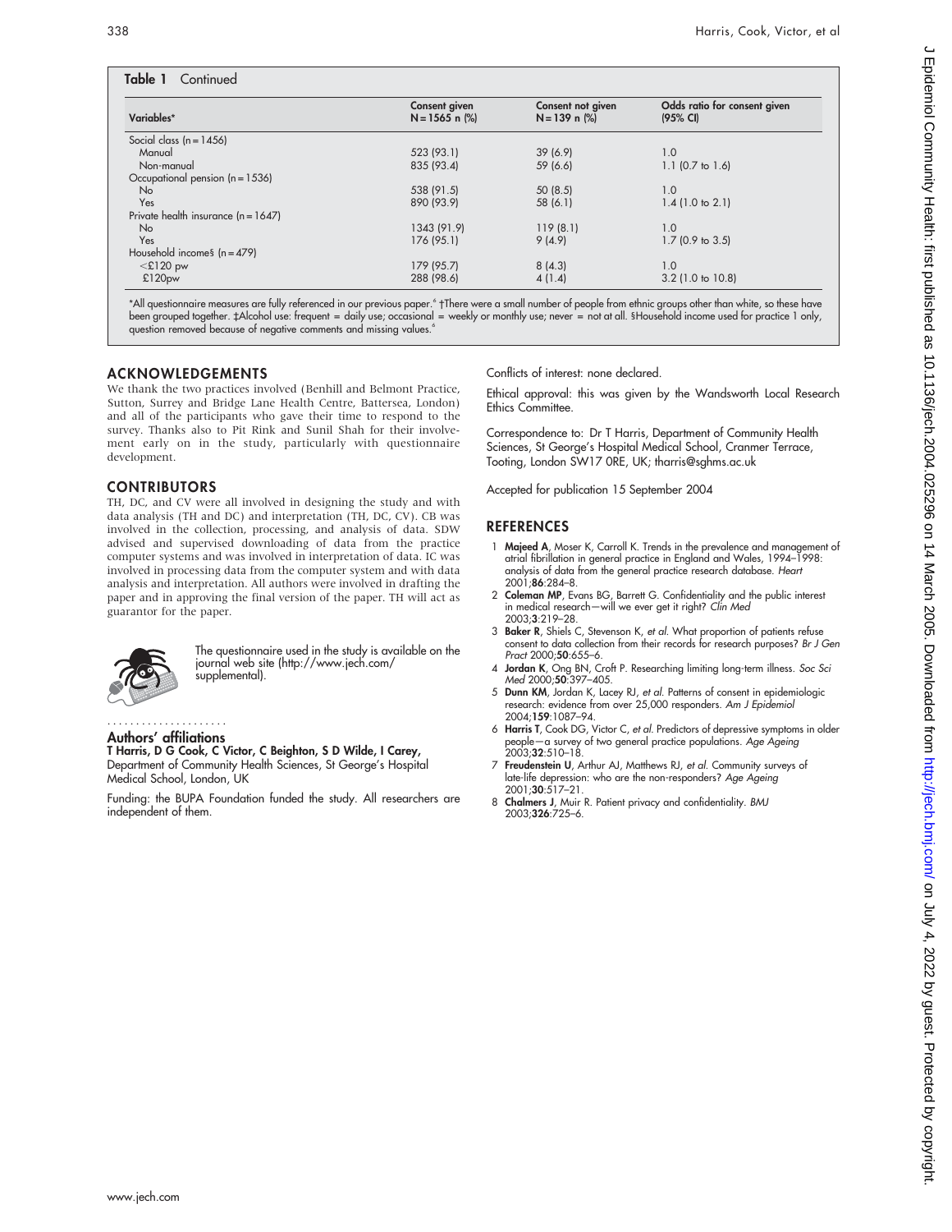**Table 1** Continued

| Variables* | Consent given N = 1565 n (%) | Consent not given N = 139 n (%) | Odds ratio for consent given (95% CI) |
|---|---|---|---|
| Social class (n = 1456) | | | |
| Manual | 523 (93.1) | 39 (6.9) | 1.0 |
| Non-manual | 835 (93.4) | 59 (6.6) | 1.1 (0.7 to 1.6) |
| Occupational pension (n = 1536) | | | |
| No | 538 (91.5) | 50 (8.5) | 1.0 |
| Yes | 890 (93.9) | 58 (6.1) | 1.4 (1.0 to 2.1) |
| Private health insurance (n = 1647) | | | |
| No | 1343 (91.9) | 119 (8.1) | 1.0 |
| Yes | 176 (95.1) | 9 (4.9) | 1.7 (0.9 to 3.5) |
| Household income§ (n = 479) | | | |
| <£120 pw | 179 (95.7) | 8 (4.3) | 1.0 |
| £120pw | 288 (98.6) | 4 (1.4) | 3.2 (1.0 to 10.8) |

*All questionnaire measures are fully referenced in our previous paper.[6] †There were a small number of people from ethnic groups other than white, so these have been grouped together. ‡Alcohol use: frequent = daily use; occasional = weekly or monthly use; never = not at all. §Household income used for practice 1 only, question removed because of negative comments and missing values.[6]

## ACKNOWLEDGEMENTS

We thank the two practices involved (Benhill and Belmont Practice, Sutton, Surrey and Bridge Lane Health Centre, Battersea, London) and all of the participants who gave their time to respond to the survey. Thanks also to Pit Rink and Sunil Shah for their involvement early on in the study, particularly with questionnaire development.

## CONTRIBUTORS

TH, DC, and CV were all involved in designing the study and with data analysis (TH and DC) and interpretation (TH, DC, CV). CB was involved in the collection, processing, and analysis of data. SDW advised and supervised downloading of data from the practice computer systems and was involved in interpretation of data. IC was involved in processing data from the computer system and with data analysis and interpretation. All authors were involved in drafting the paper and in approving the final version of the paper. TH will act as guarantor for the paper.

The questionnaire used in the study is available on the journal web site (http://www.jech.com/supplemental).

### Authors' affiliations

**T Harris, D G Cook, C Victor, C Beighton, S D Wilde, I Carey,** Department of Community Health Sciences, St George's Hospital Medical School, London, UK

Funding: the BUPA Foundation funded the study. All researchers are independent of them.

Conflicts of interest: none declared.

Ethical approval: this was given by the Wandsworth Local Research Ethics Committee.

Correspondence to: Dr T Harris, Department of Community Health Sciences, St George's Hospital Medical School, Cranmer Terrace, Tooting, London SW17 0RE, UK; tharris@sghms.ac.uk

Accepted for publication 15 September 2004

## REFERENCES

1. **Majeed A**, Moser K, Carroll K. Trends in the prevalence and management of atrial fibrillation in general practice in England and Wales, 1994–1998: analysis of data from the general practice research database. *Heart* 2001;**86**:284–8.
2. **Coleman MP**, Evans BG, Barrett G. Confidentiality and the public interest in medical research—will we ever get it right? *Clin Med* 2003;**3**:219–28.
3. **Baker R**, Shiels C, Stevenson K, *et al*. What proportion of patients refuse consent to data collection from their records for research purposes? *Br J Gen Pract* 2000;**50**:655–6.
4. **Jordan K**, Ong BN, Croft P. Researching limiting long-term illness. *Soc Sci Med* 2000;**50**:397–405.
5. **Dunn KM**, Jordan K, Lacey RJ, *et al*. Patterns of consent in epidemiologic research: evidence from over 25,000 responders. *Am J Epidemiol* 2004;**159**:1087–94.
6. **Harris T**, Cook DG, Victor C, *et al*. Predictors of depressive symptoms in older people—a survey of two general practice populations. *Age Ageing* 2003;**32**:510–18.
7. **Freudenstein U**, Arthur AJ, Matthews RJ, *et al*. Community surveys of late-life depression: who are the non-responders? *Age Ageing* 2001;**30**:517–21.
8. **Chalmers J**, Muir R. Patient privacy and confidentiality. *BMJ* 2003;**326**:725–6.